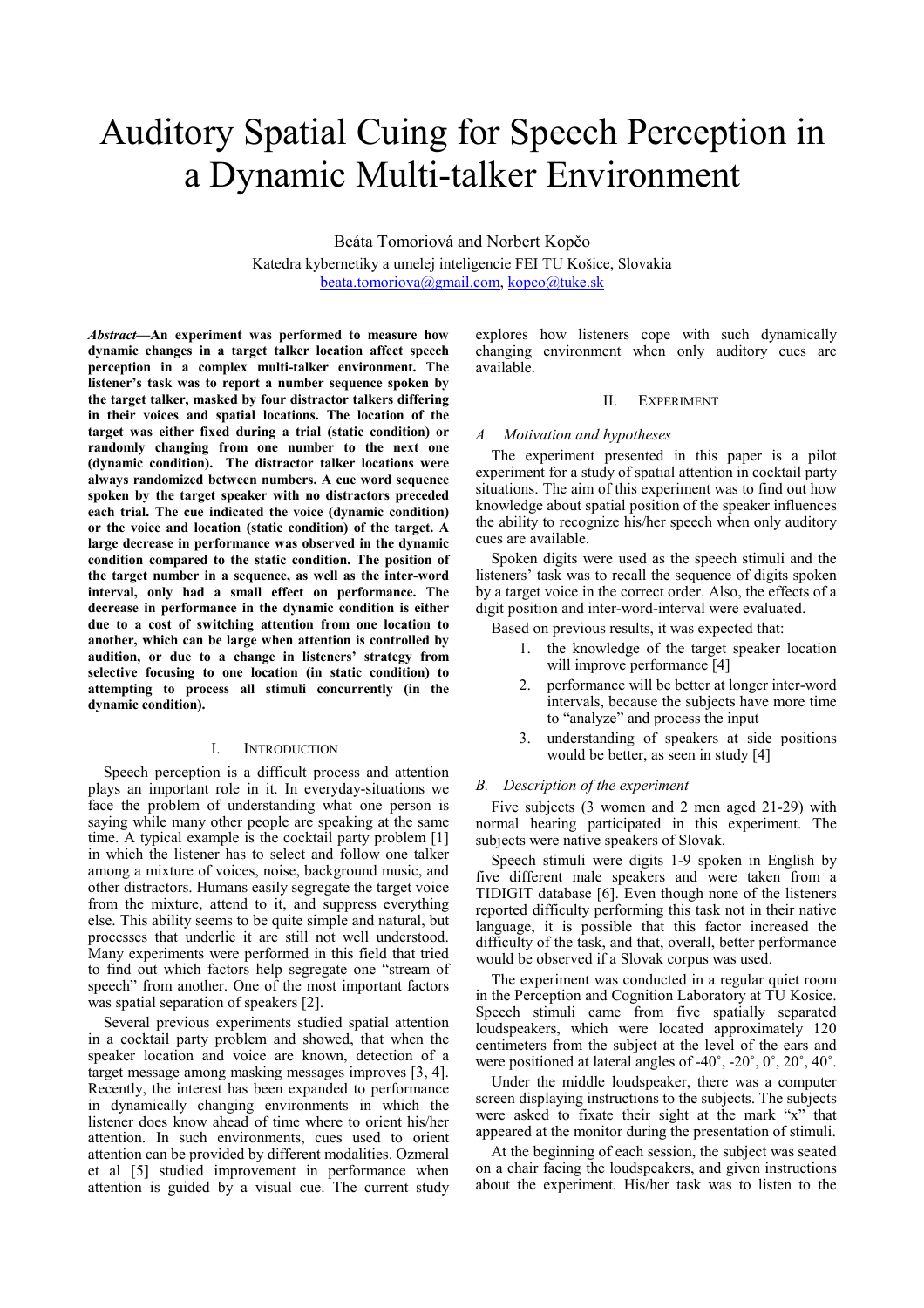# Auditory Spatial Cuing for Speech Perception in a Dynamic Multi-talker Environment

Beáta Tomoriová and Norbert Kopčo

Katedra kybernetiky a umelej inteligencie FEI TU Košice, Slovakia

beata.tomoriova@gmail.com, kopco@tuke.sk

***Abstract*—An experiment was performed to measure how dynamic changes in a target talker location affect speech perception in a complex multi-talker environment. The listener's task was to report a number sequence spoken by the target talker, masked by four distractor talkers differing in their voices and spatial locations. The location of the target was either fixed during a trial (static condition) or randomly changing from one number to the next one (dynamic condition). The distractor talker locations were always randomized between numbers. A cue word sequence spoken by the target speaker with no distractors preceded each trial. The cue indicated the voice (dynamic condition) or the voice and location (static condition) of the target. A large decrease in performance was observed in the dynamic condition compared to the static condition. The position of the target number in a sequence, as well as the inter-word interval, only had a small effect on performance. The decrease in performance in the dynamic condition is either due to a cost of switching attention from one location to another, which can be large when attention is controlled by audition, or due to a change in listeners' strategy from selective focusing to one location (in static condition) to attempting to process all stimuli concurrently (in the dynamic condition).**

## I. Introduction

Speech perception is a difficult process and attention plays an important role in it. In everyday-situations we face the problem of understanding what one person is saying while many other people are speaking at the same time. A typical example is the cocktail party problem [1] in which the listener has to select and follow one talker among a mixture of voices, noise, background music, and other distractors. Humans easily segregate the target voice from the mixture, attend to it, and suppress everything else. This ability seems to be quite simple and natural, but processes that underlie it are still not well understood. Many experiments were performed in this field that tried to find out which factors help segregate one "stream of speech" from another. One of the most important factors was spatial separation of speakers [2].

Several previous experiments studied spatial attention in a cocktail party problem and showed, that when the speaker location and voice are known, detection of a target message among masking messages improves [3, 4]. Recently, the interest has been expanded to performance in dynamically changing environments in which the listener does know ahead of time where to orient his/her attention. In such environments, cues used to orient attention can be provided by different modalities. Ozmeral et al [5] studied improvement in performance when attention is guided by a visual cue. The current study explores how listeners cope with such dynamically changing environment when only auditory cues are available.

## II. Experiment

### A. Motivation and hypotheses

The experiment presented in this paper is a pilot experiment for a study of spatial attention in cocktail party situations. The aim of this experiment was to find out how knowledge about spatial position of the speaker influences the ability to recognize his/her speech when only auditory cues are available.

Spoken digits were used as the speech stimuli and the listeners' task was to recall the sequence of digits spoken by a target voice in the correct order. Also, the effects of a digit position and inter-word-interval were evaluated.

Based on previous results, it was expected that:

1. the knowledge of the target speaker location will improve performance [4]
2. performance will be better at longer inter-word intervals, because the subjects have more time to "analyze" and process the input
3. understanding of speakers at side positions would be better, as seen in study [4]

### B. Description of the experiment

Five subjects (3 women and 2 men aged 21-29) with normal hearing participated in this experiment. The subjects were native speakers of Slovak.

Speech stimuli were digits 1-9 spoken in English by five different male speakers and were taken from a TIDIGIT database [6]. Even though none of the listeners reported difficulty performing this task not in their native language, it is possible that this factor increased the difficulty of the task, and that, overall, better performance would be observed if a Slovak corpus was used.

The experiment was conducted in a regular quiet room in the Perception and Cognition Laboratory at TU Kosice. Speech stimuli came from five spatially separated loudspeakers, which were located approximately 120 centimeters from the subject at the level of the ears and were positioned at lateral angles of -40˚, -20˚, 0˚, 20˚, 40˚.

Under the middle loudspeaker, there was a computer screen displaying instructions to the subjects. The subjects were asked to fixate their sight at the mark "x" that appeared at the monitor during the presentation of stimuli.

At the beginning of each session, the subject was seated on a chair facing the loudspeakers, and given instructions about the experiment. His/her task was to listen to the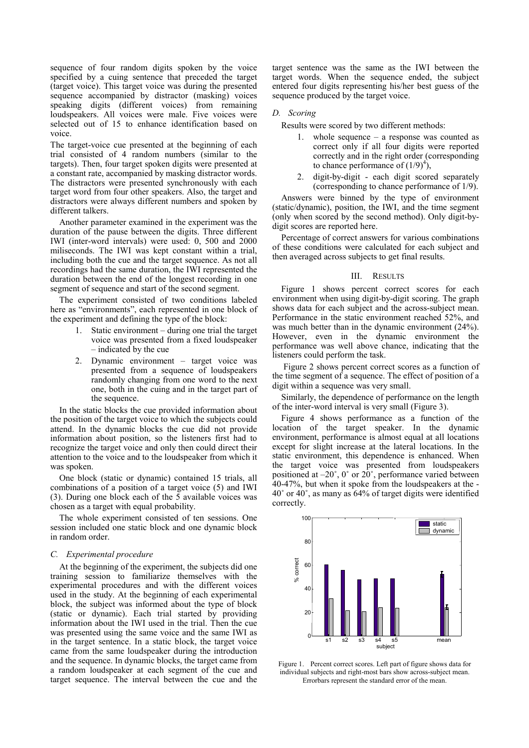sequence of four random digits spoken by the voice specified by a cuing sentence that preceded the target (target voice). This target voice was during the presented sequence accompanied by distractor (masking) voices speaking digits (different voices) from remaining loudspeakers. All voices were male. Five voices were selected out of 15 to enhance identification based on voice.

The target-voice cue presented at the beginning of each trial consisted of 4 random numbers (similar to the targets). Then, four target spoken digits were presented at a constant rate, accompanied by masking distractor words. The distractors were presented synchronously with each target word from four other speakers. Also, the target and distractors were always different numbers and spoken by different talkers.

Another parameter examined in the experiment was the duration of the pause between the digits. Three different IWI (inter-word intervals) were used: 0, 500 and 2000 miliseconds. The IWI was kept constant within a trial, including both the cue and the target sequence. As not all recordings had the same duration, the IWI represented the duration between the end of the longest recording in one segment of sequence and start of the second segment.

The experiment consisted of two conditions labeled here as "environments", each represented in one block of the experiment and defining the type of the block:

1. Static environment – during one trial the target voice was presented from a fixed loudspeaker – indicated by the cue
2. Dynamic environment – target voice was presented from a sequence of loudspeakers randomly changing from one word to the next one, both in the cuing and in the target part of the sequence.

In the static blocks the cue provided information about the position of the target voice to which the subjects could attend. In the dynamic blocks the cue did not provide information about position, so the listeners first had to recognize the target voice and only then could direct their attention to the voice and to the loudspeaker from which it was spoken.

One block (static or dynamic) contained 15 trials, all combinations of a position of a target voice (5) and IWI (3). During one block each of the 5 available voices was chosen as a target with equal probability.

The whole experiment consisted of ten sessions. One session included one static block and one dynamic block in random order.

### C. Experimental procedure

At the beginning of the experiment, the subjects did one training session to familiarize themselves with the experimental procedures and with the different voices used in the study. At the beginning of each experimental block, the subject was informed about the type of block (static or dynamic). Each trial started by providing information about the IWI used in the trial. Then the cue was presented using the same voice and the same IWI as in the target sentence. In a static block, the target voice came from the same loudspeaker during the introduction and the sequence. In dynamic blocks, the target came from a random loudspeaker at each segment of the cue and target sequence. The interval between the cue and the target sentence was the same as the IWI between the target words. When the sequence ended, the subject entered four digits representing his/her best guess of the sequence produced by the target voice.

### D. Scoring

Results were scored by two different methods:

1. whole sequence – a response was counted as correct only if all four digits were reported correctly and in the right order (corresponding to chance performance of $(1/9)^4$),
2. digit-by-digit - each digit scored separately (corresponding to chance performance of 1/9).

Answers were binned by the type of environment (static/dynamic), position, the IWI, and the time segment (only when scored by the second method). Only digit-by-digit scores are reported here.

Percentage of correct answers for various combinations of these conditions were calculated for each subject and then averaged across subjects to get final results.

## III. Results

Figure 1 shows percent correct scores for each environment when using digit-by-digit scoring. The graph shows data for each subject and the across-subject mean. Performance in the static environment reached 52%, and was much better than in the dynamic environment (24%). However, even in the dynamic environment the performance was well above chance, indicating that the listeners could perform the task.

Figure 2 shows percent correct scores as a function of the time segment of a sequence. The effect of position of a digit within a sequence was very small.

Similarly, the dependence of performance on the length of the inter-word interval is very small (Figure 3).

Figure 4 shows performance as a function of the location of the target speaker. In the dynamic environment, performance is almost equal at all locations except for slight increase at the lateral locations. In the static environment, this dependence is enhanced. When the target voice was presented from loudspeakers positioned at –20˚, 0˚ or 20˚, performance varied between 40-47%, but when it spoke from the loudspeakers at the -40˚ or 40˚, as many as 64% of target digits were identified correctly.

Figure 1. Percent correct scores. Left part of figure shows data for individual subjects and right-most bars show across-subject mean. Errorbars represent the standard error of the mean.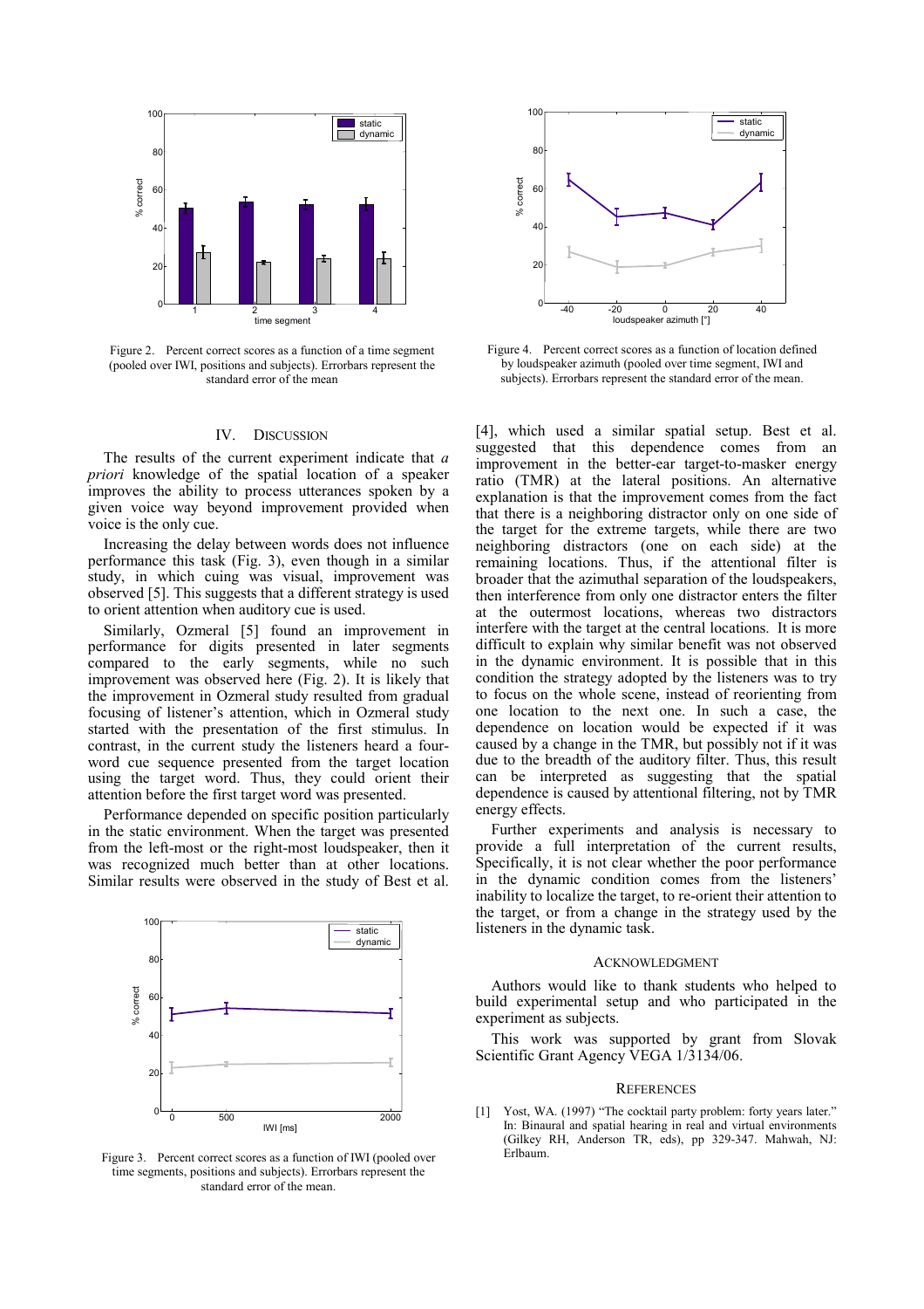Figure 2. Percent correct scores as a function of a time segment (pooled over IWI, positions and subjects). Errorbars represent the standard error of the mean

Figure 4. Percent correct scores as a function of location defined by loudspeaker azimuth (pooled over time segment, IWI and subjects). Errorbars represent the standard error of the mean.

## IV. Discussion

The results of the current experiment indicate that *a priori* knowledge of the spatial location of a speaker improves the ability to process utterances spoken by a given voice way beyond improvement provided when voice is the only cue.

Increasing the delay between words does not influence performance this task (Fig. 3), even though in a similar study, in which cuing was visual, improvement was observed [5]. This suggests that a different strategy is used to orient attention when auditory cue is used.

Similarly, Ozmeral [5] found an improvement in performance for digits presented in later segments compared to the early segments, while no such improvement was observed here (Fig. 2). It is likely that the improvement in Ozmeral study resulted from gradual focusing of listener's attention, which in Ozmeral study started with the presentation of the first stimulus. In contrast, in the current study the listeners heard a four-word cue sequence presented from the target location using the target word. Thus, they could orient their attention before the first target word was presented.

Performance depended on specific position particularly in the static environment. When the target was presented from the left-most or the right-most loudspeaker, then it was recognized much better than at other locations. Similar results were observed in the study of Best et al. [4], which used a similar spatial setup. Best et al. suggested that this dependence comes from an improvement in the better-ear target-to-masker energy ratio (TMR) at the lateral positions. An alternative explanation is that the improvement comes from the fact that there is a neighboring distractor only on one side of the target for the extreme targets, while there are two neighboring distractors (one on each side) at the remaining locations. Thus, if the attentional filter is broader that the azimuthal separation of the loudspeakers, then interference from only one distractor enters the filter at the outermost locations, whereas two distractors interfere with the target at the central locations. It is more difficult to explain why similar benefit was not observed in the dynamic environment. It is possible that in this condition the strategy adopted by the listeners was to try to focus on the whole scene, instead of reorienting from one location to the next one. In such a case, the dependence on location would be expected if it was caused by a change in the TMR, but possibly not if it was due to the breadth of the auditory filter. Thus, this result can be interpreted as suggesting that the spatial dependence is caused by attentional filtering, not by TMR energy effects.

Further experiments and analysis is necessary to provide a full interpretation of the current results, Specifically, it is not clear whether the poor performance in the dynamic condition comes from the listeners' inability to localize the target, to re-orient their attention to the target, or from a change in the strategy used by the listeners in the dynamic task.

Figure 3. Percent correct scores as a function of IWI (pooled over time segments, positions and subjects). Errorbars represent the standard error of the mean.

## Acknowledgment

Authors would like to thank students who helped to build experimental setup and who participated in the experiment as subjects.

This work was supported by grant from Slovak Scientific Grant Agency VEGA 1/3134/06.

## References

[1] Yost, WA. (1997) "The cocktail party problem: forty years later." In: Binaural and spatial hearing in real and virtual environments (Gilkey RH, Anderson TR, eds), pp 329-347. Mahwah, NJ: Erlbaum.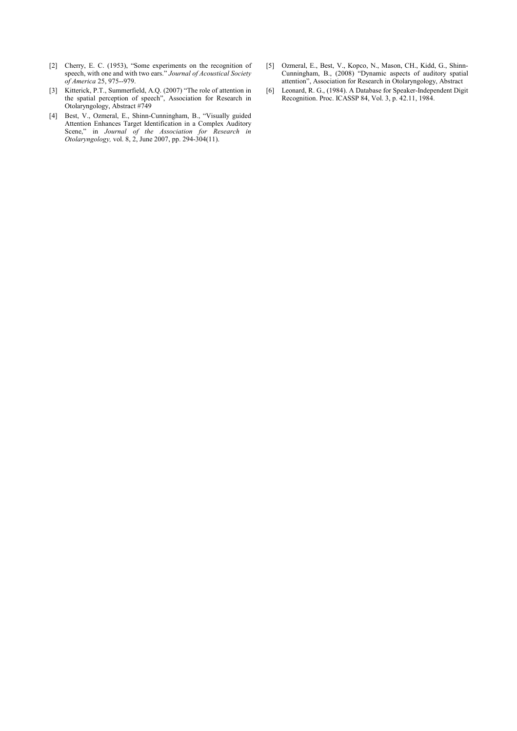[2] Cherry, E. C. (1953), "Some experiments on the recognition of speech, with one and with two ears." *Journal of Acoustical Society of America* 25, 975--979.

[3] Kitterick, P.T., Summerfield, A.Q. (2007) "The role of attention in the spatial perception of speech", Association for Research in Otolaryngology, Abstract #749

[4] Best, V., Ozmeral, E., Shinn-Cunningham, B., "Visually guided Attention Enhances Target Identification in a Complex Auditory Scene," in *Journal of the Association for Research in Otolaryngology,* vol. 8, 2, June 2007, pp. 294-304(11).

[5] Ozmeral, E., Best, V., Kopco, N., Mason, CH., Kidd, G., Shinn-Cunningham, B., (2008) "Dynamic aspects of auditory spatial attention", Association for Research in Otolaryngology, Abstract

[6] Leonard, R. G., (1984). A Database for Speaker-Independent Digit Recognition. Proc. ICASSP 84, Vol. 3, p. 42.11, 1984.